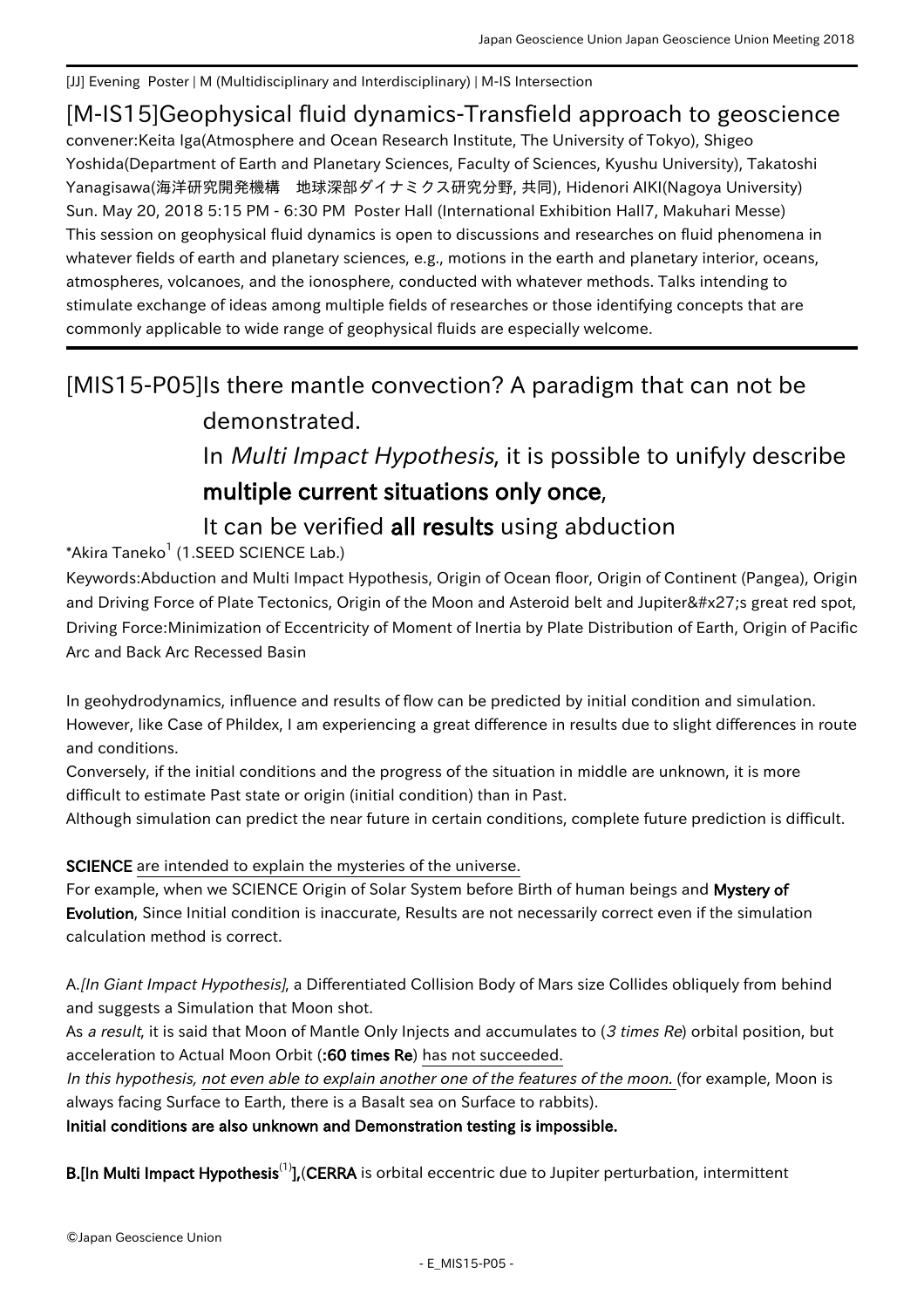[JJ] Evening Poster | M (Multidisciplinary and Interdisciplinary) | M-IS Intersection

# [M-IS15]Geophysical fluid dynamics-Transfield approach to geoscience

convener:Keita Iga(Atmosphere and Ocean Research Institute, The University of Tokyo), Shigeo Yoshida(Department of Earth and Planetary Sciences, Faculty of Sciences, Kyushu University), Takatoshi Yanagisawa(海洋研究開発機構　地球深部ダイナミクス研究分野, 共同), Hidenori AIKI(Nagoya University)
Sun. May 20, 2018 5:15 PM - 6:30 PM Poster Hall (International Exhibition Hall7, Makuhari Messe)
This session on geophysical fluid dynamics is open to discussions and researches on fluid phenomena in whatever fields of earth and planetary sciences, e.g., motions in the earth and planetary interior, oceans, atmospheres, volcanoes, and the ionosphere, conducted with whatever methods. Talks intending to stimulate exchange of ideas among multiple fields of researches or those identifying concepts that are commonly applicable to wide range of geophysical fluids are especially welcome.

## [MIS15-P05]Is there mantle convection? A paradigm that can not be demonstrated. In *Multi Impact Hypothesis*, it is possible to unifyly describe **multiple current situations only once**, It can be verified **all results** using abduction

*Akira Taneko[1] (1.SEED SCIENCE Lab.)

Keywords:Abduction and Multi Impact Hypothesis, Origin of Ocean floor, Origin of Continent (Pangea), Origin and Driving Force of Plate Tectonics, Origin of the Moon and Asteroid belt and Jupiter&#x27;s great red spot, Driving Force:Minimization of Eccentricity of Moment of Inertia by Plate Distribution of Earth, Origin of Pacific Arc and Back Arc Recessed Basin

In geohydrodynamics, influence and results of flow can be predicted by initial condition and simulation. However, like Case of Phildex, I am experiencing a great difference in results due to slight differences in route and conditions.
Conversely, if the initial conditions and the progress of the situation in middle are unknown, it is more difficult to estimate Past state or origin (initial condition) than in Past.
Although simulation can predict the near future in certain conditions, complete future prediction is difficult.

**SCIENCE** are intended to explain the mysteries of the universe.
For example, when we SCIENCE Origin of Solar System before Birth of human beings and **Mystery of Evolution**, Since Initial condition is inaccurate, Results are not necessarily correct even if the simulation calculation method is correct.

A.*[In Giant Impact Hypothesis]*, a Differentiated Collision Body of Mars size Collides obliquely from behind and suggests a Simulation that Moon shot.
As *a result*, it is said that Moon of Mantle Only Injects and accumulates to (*3 times Re*) orbital position, but acceleration to Actual Moon Orbit (**:60 times Re**) has not succeeded.
*In this hypothesis, not even able to explain another one of the features of the moon.* (for example, Moon is always facing Surface to Earth, there is a Basalt sea on Surface to rabbits).
**Initial conditions are also unknown and Demonstration testing is impossible.**

**B.[In Multi Impact Hypothesis[1]],(CERRA** is orbital eccentric due to Jupiter perturbation, intermittent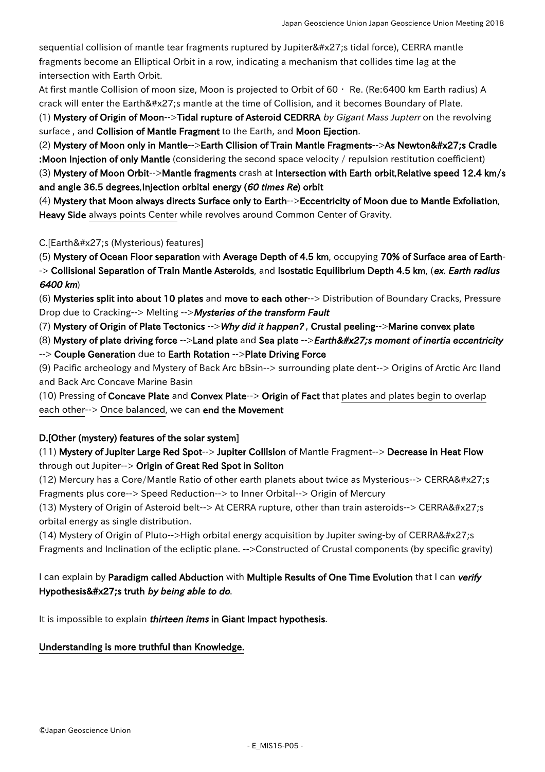sequential collision of mantle tear fragments ruptured by Jupiter&#x27;s tidal force), CERRA mantle fragments become an Elliptical Orbit in a row, indicating a mechanism that collides time lag at the intersection with Earth Orbit.

At first mantle Collision of moon size, Moon is projected to Orbit of 60・ Re. (Re:6400 km Earth radius) A crack will enter the Earth&#x27;s mantle at the time of Collision, and it becomes Boundary of Plate.

(1) **Mystery of Origin of Moon**-->**Tidal rupture of Asteroid CEDRRA** *by Gigant Mass Jupterr* on the revolving surface , and **Collision of Mantle Fragment** to the Earth, and **Moon Ejection**.

(2) **Mystery of Moon only in Mantle**-->**Earth Cllision of Train Mantle Fragments**-->**As Newton&#x27;s Cradle :Moon Injection of only Mantle** (considering the second space velocity / repulsion restitution coefficient)

(3) **Mystery of Moon Orbit**-->**Mantle fragments** crash at **Intersection with Earth orbit**,**Relative speed 12.4 km/s and angle 36.5 degrees**,**Injection orbital energy (*60 times Re*) orbit**

(4) **Mystery that Moon always directs Surface only to Earth**-->**Eccentricity of Moon due to Mantle Exfoliation**, **Heavy Side** <u>always points Center</u> while revolves around Common Center of Gravity.

C.[Earth&#x27;s (Mysterious) features]

(5) **Mystery of Ocean Floor separation** with **Average Depth of 4.5 km**, occupying **70% of Surface area of Earth**--> **Collisional Separation of Train Mantle Asteroids**, and **Isostatic Equilibrium Depth 4.5 km**, (***ex. Earth radius 6400 km***)

(6) **Mysteries split into about 10 plates** and **move to each other**--> Distribution of Boundary Cracks, Pressure Drop due to Cracking--> Melting -->***Mysteries of the transform Fault***

(7) **Mystery of Origin of Plate Tectonics** -->***Why did it happen?*** , **Crustal peeling**-->**Marine convex plate**

(8) **Mystery of plate driving force** -->**Land plate** and **Sea plate** -->***Earth&#x27;s moment of inertia eccentricity*** --> **Couple Generation** due to **Earth Rotation** -->**Plate Driving Force**

(9) Pacific archeology and Mystery of Back Arc bBsin--> surrounding plate dent--> Origins of Arctic Arc Iland and Back Arc Concave Marine Basin

(10) Pressing of **Concave Plate** and **Convex Plate**--> **Origin of Fact** that <u>plates and plates begin to overlap each other</u>--> <u>Once balanced</u>, we can **end the Movement**

**D.[Other (mystery) features of the solar system]**

(11) **Mystery of Jupiter Large Red Spot**--> **Jupiter Collision** of Mantle Fragment--> **Decrease in Heat Flow** through out Jupiter--> **Origin of Great Red Spot in Soliton**

(12) Mercury has a Core/Mantle Ratio of other earth planets about twice as Mysterious--> CERRA&#x27;s Fragments plus core--> Speed Reduction--> to Inner Orbital--> Origin of Mercury

(13) Mystery of Origin of Asteroid belt--> At CERRA rupture, other than train asteroids--> CERRA&#x27;s orbital energy as single distribution.

(14) Mystery of Origin of Pluto-->High orbital energy acquisition by Jupiter swing-by of CERRA&#x27;s Fragments and Inclination of the ecliptic plane. -->Constructed of Crustal components (by specific gravity)

I can explain by **Paradigm called Abduction** with **Multiple Results of One Time Evolution** that I can ***verify*** **Hypothesis&#x27;s truth** *by being able to do*.

It is impossible to explain ***thirteen items*** **in Giant Impact hypothesis**.

<u>**Understanding is more truthful than Knowledge.**</u>